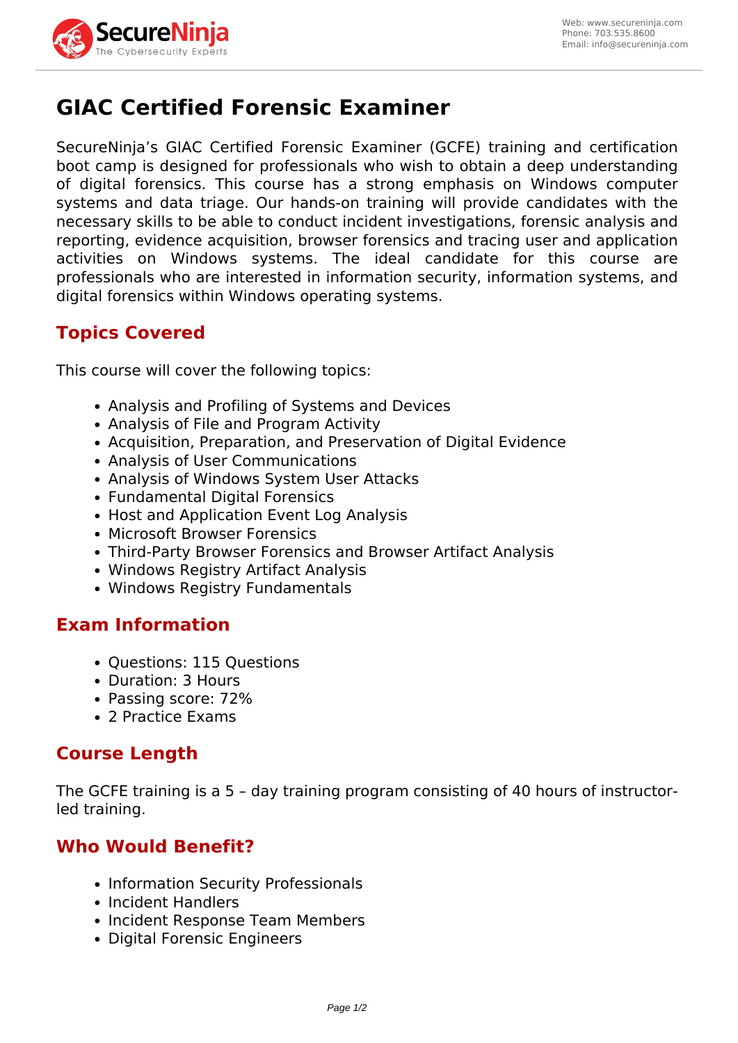# GIAC Certified Forensic Examiner

SecureNinja's GIAC Certified Forensic Examiner (GCFE) training and certification boot camp is designed for professionals who wish to obtain a deep understanding of digital forensics. This course has a strong emphasis on Windows computer systems and data triage. Our hands-on training will provide candidates with the necessary skills to be able to conduct incident investigations, forensic analysis and reporting, evidence acquisition, browser forensics and tracing user and application activities on Windows systems. The ideal candidate for this course are professionals who are interested in information security, information systems, and digital forensics within Windows operating systems.

## Topics Covered

This course will cover the following topics:

- Analysis and Profiling of Systems and Devices
- Analysis of File and Program Activity
- Acquisition, Preparation, and Preservation of Digital Evidence
- Analysis of User Communications
- Analysis of Windows System User Attacks
- Fundamental Digital Forensics
- Host and Application Event Log Analysis
- Microsoft Browser Forensics
- Third-Party Browser Forensics and Browser Artifact Analysis
- Windows Registry Artifact Analysis
- Windows Registry Fundamentals

## Exam Information

- Questions: 115 Questions
- Duration: 3 Hours
- Passing score: 72%
- 2 Practice Exams

## Course Length

The GCFE training is a 5 – day training program consisting of 40 hours of instructor-led training.

## Who Would Benefit?

- Information Security Professionals
- Incident Handlers
- Incident Response Team Members
- Digital Forensic Engineers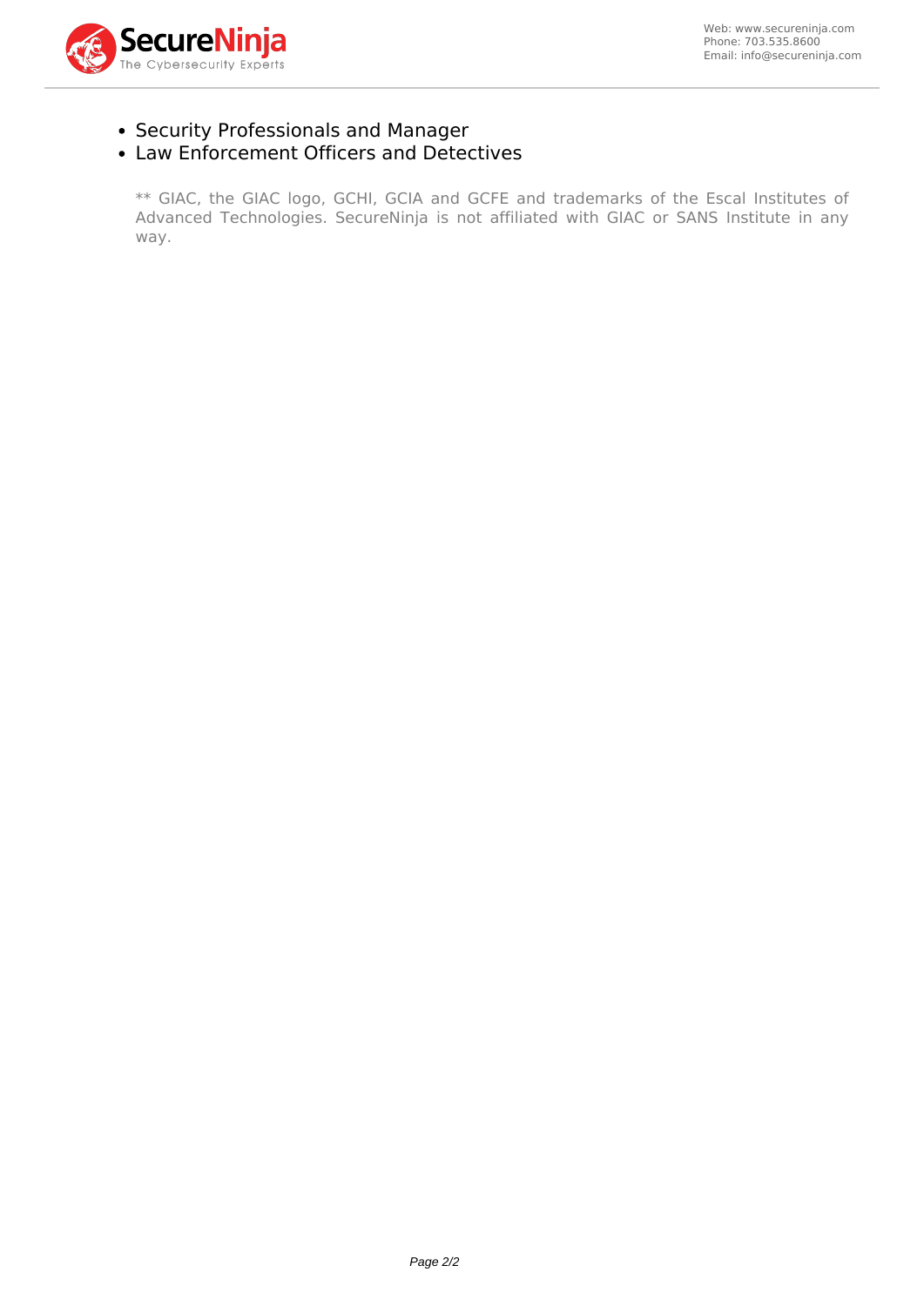- Security Professionals and Manager
- Law Enforcement Officers and Detectives

** GIAC, the GIAC logo, GCHI, GCIA and GCFE and trademarks of the Escal Institutes of Advanced Technologies. SecureNinja is not affiliated with GIAC or SANS Institute in any way.